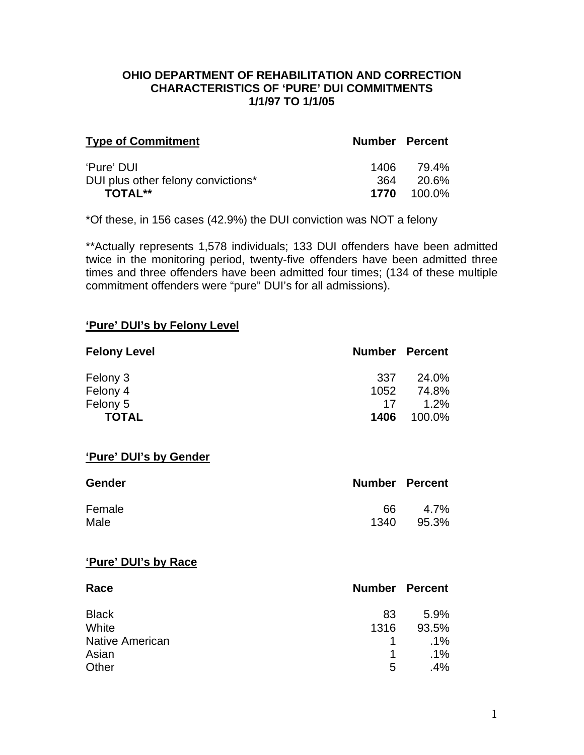**OHIO DEPARTMENT OF REHABILITATION AND CORRECTION**
**CHARACTERISTICS OF 'PURE' DUI COMMITMENTS**
**1/1/97 TO 1/1/05**

| Type of Commitment | Number | Percent |
|---|---|---|
| 'Pure' DUI | 1406 | 79.4% |
| DUI plus other felony convictions* | 364 | 20.6% |
| **TOTAL**** | **1770** | 100.0% |

*Of these, in 156 cases (42.9%) the DUI conviction was NOT a felony

**Actually represents 1,578 individuals; 133 DUI offenders have been admitted twice in the monitoring period, twenty-five offenders have been admitted three times and three offenders have been admitted four times; (134 of these multiple commitment offenders were "pure" DUI's for all admissions).

## 'Pure' DUI's by Felony Level

| Felony Level | Number | Percent |
|---|---|---|
| Felony 3 | 337 | 24.0% |
| Felony 4 | 1052 | 74.8% |
| Felony 5 | 17 | 1.2% |
| **TOTAL** | **1406** | 100.0% |

## 'Pure' DUI's by Gender

| Gender | Number | Percent |
|---|---|---|
| Female | 66 | 4.7% |
| Male | 1340 | 95.3% |

## 'Pure' DUI's by Race

| Race | Number | Percent |
|---|---|---|
| Black | 83 | 5.9% |
| White | 1316 | 93.5% |
| Native American | 1 | .1% |
| Asian | 1 | .1% |
| Other | 5 | .4% |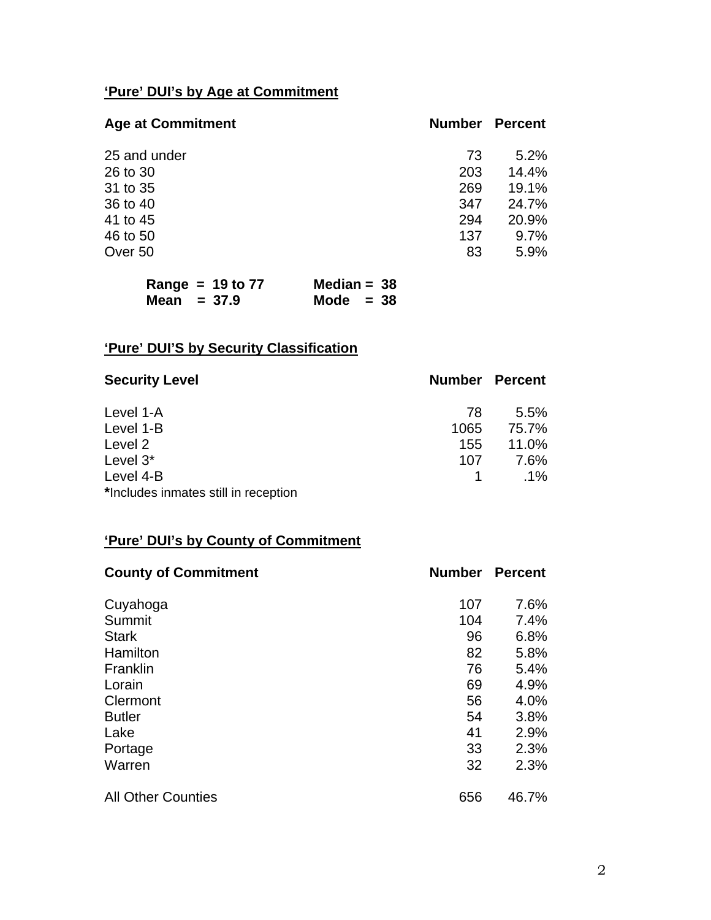## 'Pure' DUI's by Age at Commitment

| Age at Commitment | Number | Percent |
|---|---|---|
| 25 and under | 73 | 5.2% |
| 26 to 30 | 203 | 14.4% |
| 31 to 35 | 269 | 19.1% |
| 36 to 40 | 347 | 24.7% |
| 41 to 45 | 294 | 20.9% |
| 46 to 50 | 137 | 9.7% |
| Over 50 | 83 | 5.9% |

**Range = 19 to 77** **Median = 38**
**Mean = 37.9** **Mode = 38**

## 'Pure' DUI'S by Security Classification

| Security Level | Number | Percent |
|---|---|---|
| Level 1-A | 78 | 5.5% |
| Level 1-B | 1065 | 75.7% |
| Level 2 | 155 | 11.0% |
| Level 3* | 107 | 7.6% |
| Level 4-B | 1 | .1% |

**\***Includes inmates still in reception

## 'Pure' DUI's by County of Commitment

| County of Commitment | Number | Percent |
|---|---|---|
| Cuyahoga | 107 | 7.6% |
| Summit | 104 | 7.4% |
| Stark | 96 | 6.8% |
| Hamilton | 82 | 5.8% |
| Franklin | 76 | 5.4% |
| Lorain | 69 | 4.9% |
| Clermont | 56 | 4.0% |
| Butler | 54 | 3.8% |
| Lake | 41 | 2.9% |
| Portage | 33 | 2.3% |
| Warren | 32 | 2.3% |
| All Other Counties | 656 | 46.7% |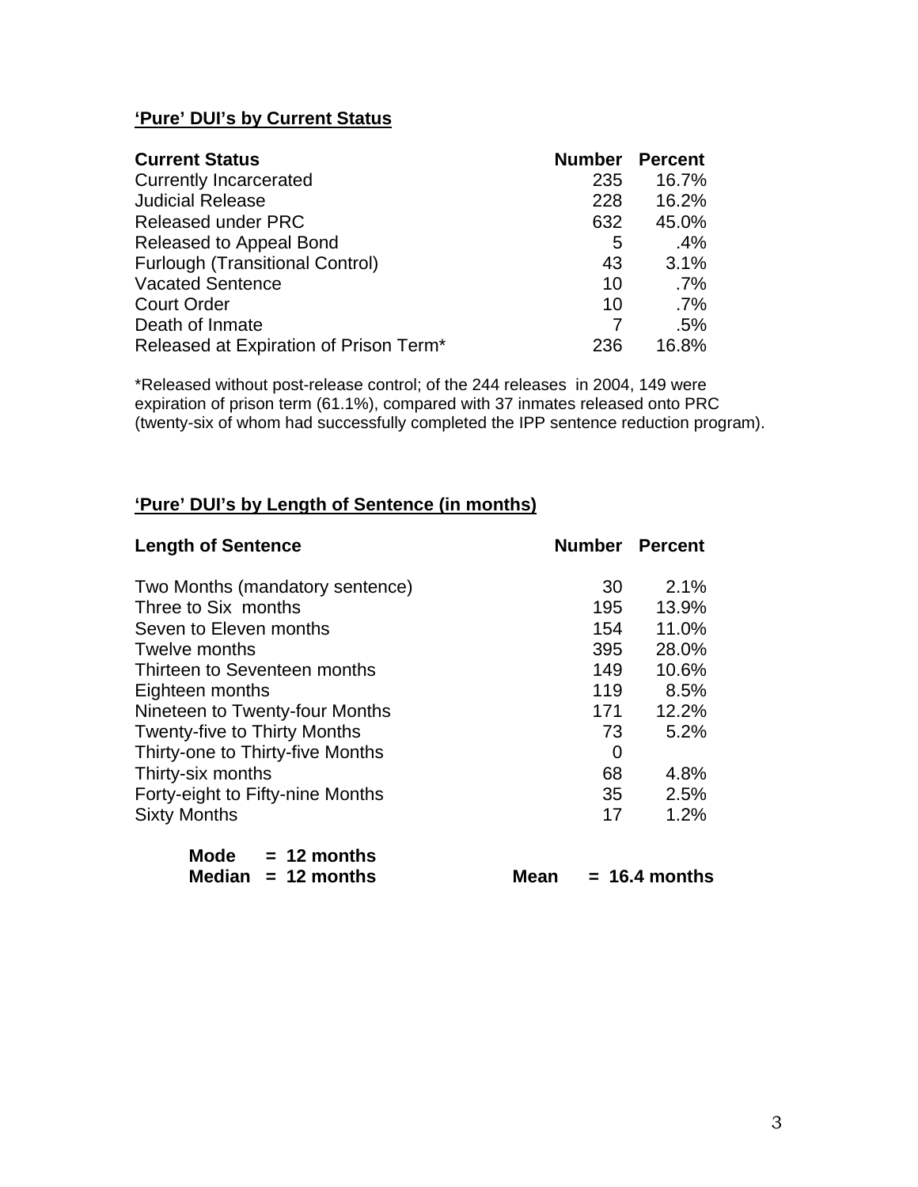## 'Pure' DUI's by Current Status

| Current Status | Number | Percent |
|---|---|---|
| Currently Incarcerated | 235 | 16.7% |
| Judicial Release | 228 | 16.2% |
| Released under PRC | 632 | 45.0% |
| Released to Appeal Bond | 5 | .4% |
| Furlough (Transitional Control) | 43 | 3.1% |
| Vacated Sentence | 10 | .7% |
| Court Order | 10 | .7% |
| Death of Inmate | 7 | .5% |
| Released at Expiration of Prison Term* | 236 | 16.8% |

*Released without post-release control; of the 244 releases in 2004, 149 were expiration of prison term (61.1%), compared with 37 inmates released onto PRC (twenty-six of whom had successfully completed the IPP sentence reduction program).

## 'Pure' DUI's by Length of Sentence (in months)

| Length of Sentence | Number | Percent |
|---|---|---|
| Two Months (mandatory sentence) | 30 | 2.1% |
| Three to Six months | 195 | 13.9% |
| Seven to Eleven months | 154 | 11.0% |
| Twelve months | 395 | 28.0% |
| Thirteen to Seventeen months | 149 | 10.6% |
| Eighteen months | 119 | 8.5% |
| Nineteen to Twenty-four Months | 171 | 12.2% |
| Twenty-five to Thirty Months | 73 | 5.2% |
| Thirty-one to Thirty-five Months | 0 | |
| Thirty-six months | 68 | 4.8% |
| Forty-eight to Fifty-nine Months | 35 | 2.5% |
| Sixty Months | 17 | 1.2% |

**Mode = 12 months**
**Median = 12 months** **Mean = 16.4 months**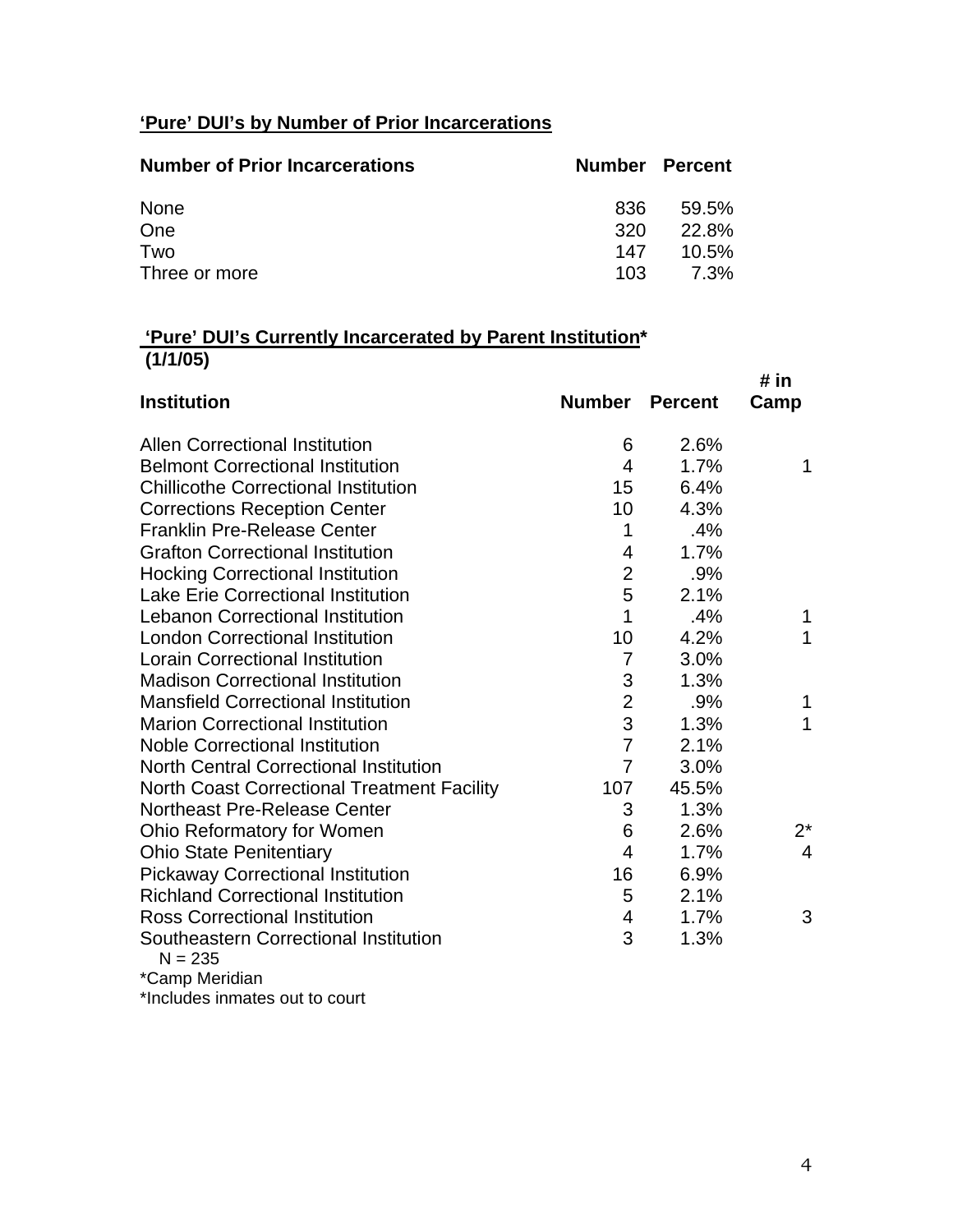**'Pure' DUI's by Number of Prior Incarcerations**

| Number of Prior Incarcerations | Number | Percent |
|---|---|---|
| None | 836 | 59.5% |
| One | 320 | 22.8% |
| Two | 147 | 10.5% |
| Three or more | 103 | 7.3% |

**'Pure' DUI's Currently Incarcerated by Parent Institution***
**(1/1/05)**

| Institution | Number | Percent | # in Camp |
|---|---|---|---|
| Allen Correctional Institution | 6 | 2.6% | |
| Belmont Correctional Institution | 4 | 1.7% | 1 |
| Chillicothe Correctional Institution | 15 | 6.4% | |
| Corrections Reception Center | 10 | 4.3% | |
| Franklin Pre-Release Center | 1 | .4% | |
| Grafton Correctional Institution | 4 | 1.7% | |
| Hocking Correctional Institution | 2 | .9% | |
| Lake Erie Correctional Institution | 5 | 2.1% | |
| Lebanon Correctional Institution | 1 | .4% | 1 |
| London Correctional Institution | 10 | 4.2% | 1 |
| Lorain Correctional Institution | 7 | 3.0% | |
| Madison Correctional Institution | 3 | 1.3% | |
| Mansfield Correctional Institution | 2 | .9% | 1 |
| Marion Correctional Institution | 3 | 1.3% | 1 |
| Noble Correctional Institution | 7 | 2.1% | |
| North Central Correctional Institution | 7 | 3.0% | |
| North Coast Correctional Treatment Facility | 107 | 45.5% | |
| Northeast Pre-Release Center | 3 | 1.3% | |
| Ohio Reformatory for Women | 6 | 2.6% | 2* |
| Ohio State Penitentiary | 4 | 1.7% | 4 |
| Pickaway Correctional Institution | 16 | 6.9% | |
| Richland Correctional Institution | 5 | 2.1% | |
| Ross Correctional Institution | 4 | 1.7% | 3 |
| Southeastern Correctional Institution | 3 | 1.3% | |

N = 235

*Camp Meridian

*Includes inmates out to court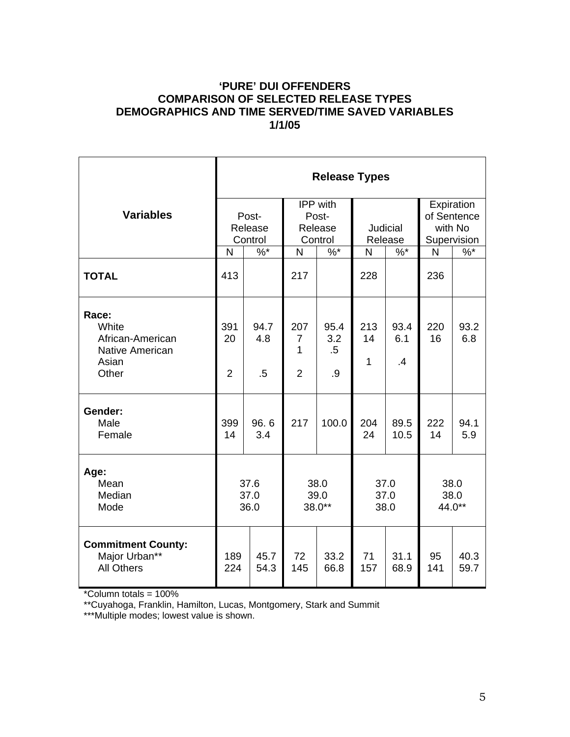**'PURE' DUI OFFENDERS**
**COMPARISON OF SELECTED RELEASE TYPES**
**DEMOGRAPHICS AND TIME SERVED/TIME SAVED VARIABLES**
**1/1/05**

| Variables | Release Types | | | | | | | |
|---|---|---|---|---|---|---|---|---|
| | Post-Release Control | | IPP with Post-Release Control | | Judicial Release | | Expiration of Sentence with No Supervision | |
| | N | %* | N | %* | N | %* | N | %* |
| **TOTAL** | 413 | | 217 | | 228 | | 236 | |
| **Race:** | | | | | | | | |
| White | 391 | 94.7 | 207 | 95.4 | 213 | 93.4 | 220 | 93.2 |
| African-American | 20 | 4.8 | 7 | 3.2 | 14 | 6.1 | 16 | 6.8 |
| Native American | | | 1 | .5 | | | | |
| Asian | | | | | 1 | .4 | | |
| Other | 2 | .5 | 2 | .9 | | | | |
| **Gender:** | | | | | | | | |
| Male | 399 | 96. 6 | 217 | 100.0 | 204 | 89.5 | 222 | 94.1 |
| Female | 14 | 3.4 | | | 24 | 10.5 | 14 | 5.9 |
| **Age:** | | | | | | | | |
| Mean | 37.6 | | 38.0 | | 37.0 | | 38.0 | |
| Median | 37.0 | | 39.0 | | 37.0 | | 38.0 | |
| Mode | 36.0 | | 38.0** | | 38.0 | | 44.0** | |
| **Commitment County:** | | | | | | | | |
| Major Urban** | 189 | 45.7 | 72 | 33.2 | 71 | 31.1 | 95 | 40.3 |
| All Others | 224 | 54.3 | 145 | 66.8 | 157 | 68.9 | 141 | 59.7 |

*Column totals = 100%

**Cuyahoga, Franklin, Hamilton, Lucas, Montgomery, Stark and Summit

***Multiple modes; lowest value is shown.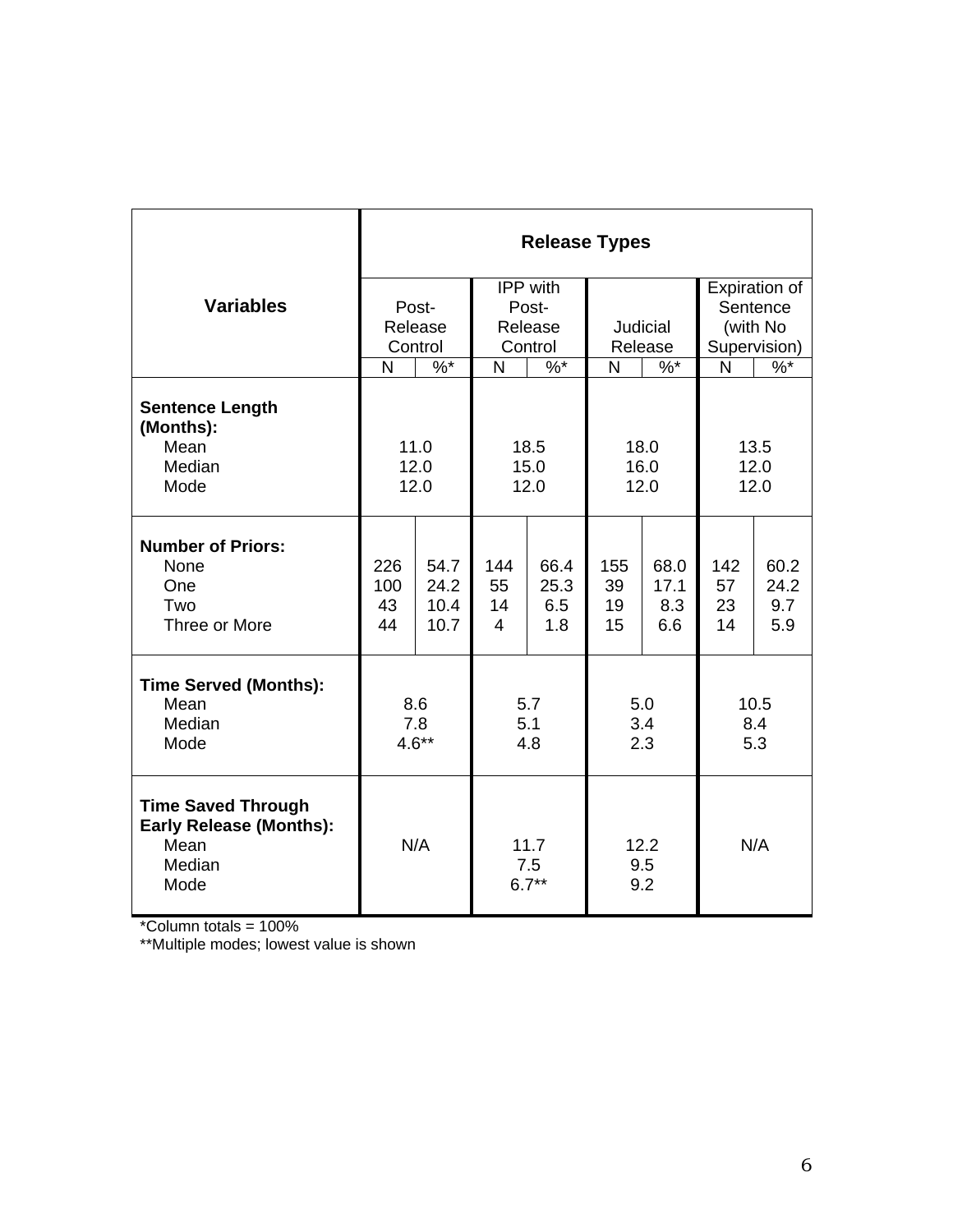| Variables | Release Types | | | | | | | |
|---|---|---|---|---|---|---|---|---|
| | Post-Release Control | | IPP with Post-Release Control | | Judicial Release | | Expiration of Sentence (with No Supervision) | |
| | N | %* | N | %* | N | %* | N | %* |
| **Sentence Length (Months):** | | | | | | | | |
| Mean | 11.0 | | 18.5 | | 18.0 | | 13.5 | |
| Median | 12.0 | | 15.0 | | 16.0 | | 12.0 | |
| Mode | 12.0 | | 12.0 | | 12.0 | | 12.0 | |
| **Number of Priors:** | | | | | | | | |
| None | 226 | 54.7 | 144 | 66.4 | 155 | 68.0 | 142 | 60.2 |
| One | 100 | 24.2 | 55 | 25.3 | 39 | 17.1 | 57 | 24.2 |
| Two | 43 | 10.4 | 14 | 6.5 | 19 | 8.3 | 23 | 9.7 |
| Three or More | 44 | 10.7 | 4 | 1.8 | 15 | 6.6 | 14 | 5.9 |
| **Time Served (Months):** | | | | | | | | |
| Mean | 8.6 | | 5.7 | | 5.0 | | 10.5 | |
| Median | 7.8 | | 5.1 | | 3.4 | | 8.4 | |
| Mode | 4.6** | | 4.8 | | 2.3 | | 5.3 | |
| **Time Saved Through Early Release (Months):** | | | | | | | | |
| Mean | N/A | | 11.7 | | 12.2 | | N/A | |
| Median | | | 7.5 | | 9.5 | | | |
| Mode | | | 6.7** | | 9.2 | | | |

*Column totals = 100%

**Multiple modes; lowest value is shown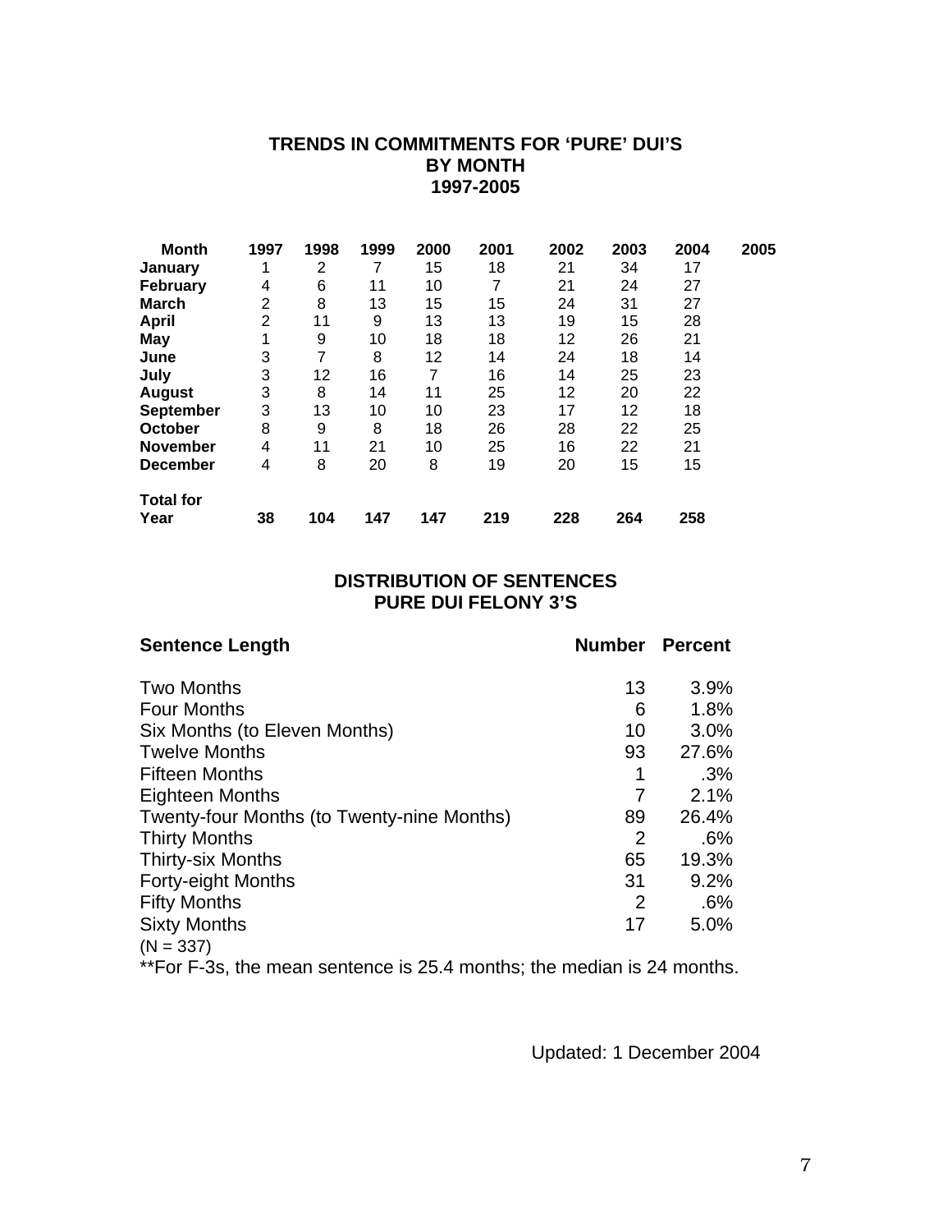## TRENDS IN COMMITMENTS FOR 'PURE' DUI'S BY MONTH 1997-2005

| Month | 1997 | 1998 | 1999 | 2000 | 2001 | 2002 | 2003 | 2004 | 2005 |
|---|---|---|---|---|---|---|---|---|---|
| January | 1 | 2 | 7 | 15 | 18 | 21 | 34 | 17 | |
| February | 4 | 6 | 11 | 10 | 7 | 21 | 24 | 27 | |
| March | 2 | 8 | 13 | 15 | 15 | 24 | 31 | 27 | |
| April | 2 | 11 | 9 | 13 | 13 | 19 | 15 | 28 | |
| May | 1 | 9 | 10 | 18 | 18 | 12 | 26 | 21 | |
| June | 3 | 7 | 8 | 12 | 14 | 24 | 18 | 14 | |
| July | 3 | 12 | 16 | 7 | 16 | 14 | 25 | 23 | |
| August | 3 | 8 | 14 | 11 | 25 | 12 | 20 | 22 | |
| September | 3 | 13 | 10 | 10 | 23 | 17 | 12 | 18 | |
| October | 8 | 9 | 8 | 18 | 26 | 28 | 22 | 25 | |
| November | 4 | 11 | 21 | 10 | 25 | 16 | 22 | 21 | |
| December | 4 | 8 | 20 | 8 | 19 | 20 | 15 | 15 | |
| **Total for Year** | **38** | **104** | **147** | **147** | **219** | **228** | **264** | **258** | |

## DISTRIBUTION OF SENTENCES PURE DUI FELONY 3'S

| Sentence Length | Number | Percent |
|---|---|---|
| Two Months | 13 | 3.9% |
| Four Months | 6 | 1.8% |
| Six Months (to Eleven Months) | 10 | 3.0% |
| Twelve Months | 93 | 27.6% |
| Fifteen Months | 1 | .3% |
| Eighteen Months | 7 | 2.1% |
| Twenty-four Months (to Twenty-nine Months) | 89 | 26.4% |
| Thirty Months | 2 | .6% |
| Thirty-six Months | 65 | 19.3% |
| Forty-eight Months | 31 | 9.2% |
| Fifty Months | 2 | .6% |
| Sixty Months | 17 | 5.0% |

(N = 337)

**For F-3s, the mean sentence is 25.4 months; the median is 24 months.

Updated: 1 December 2004